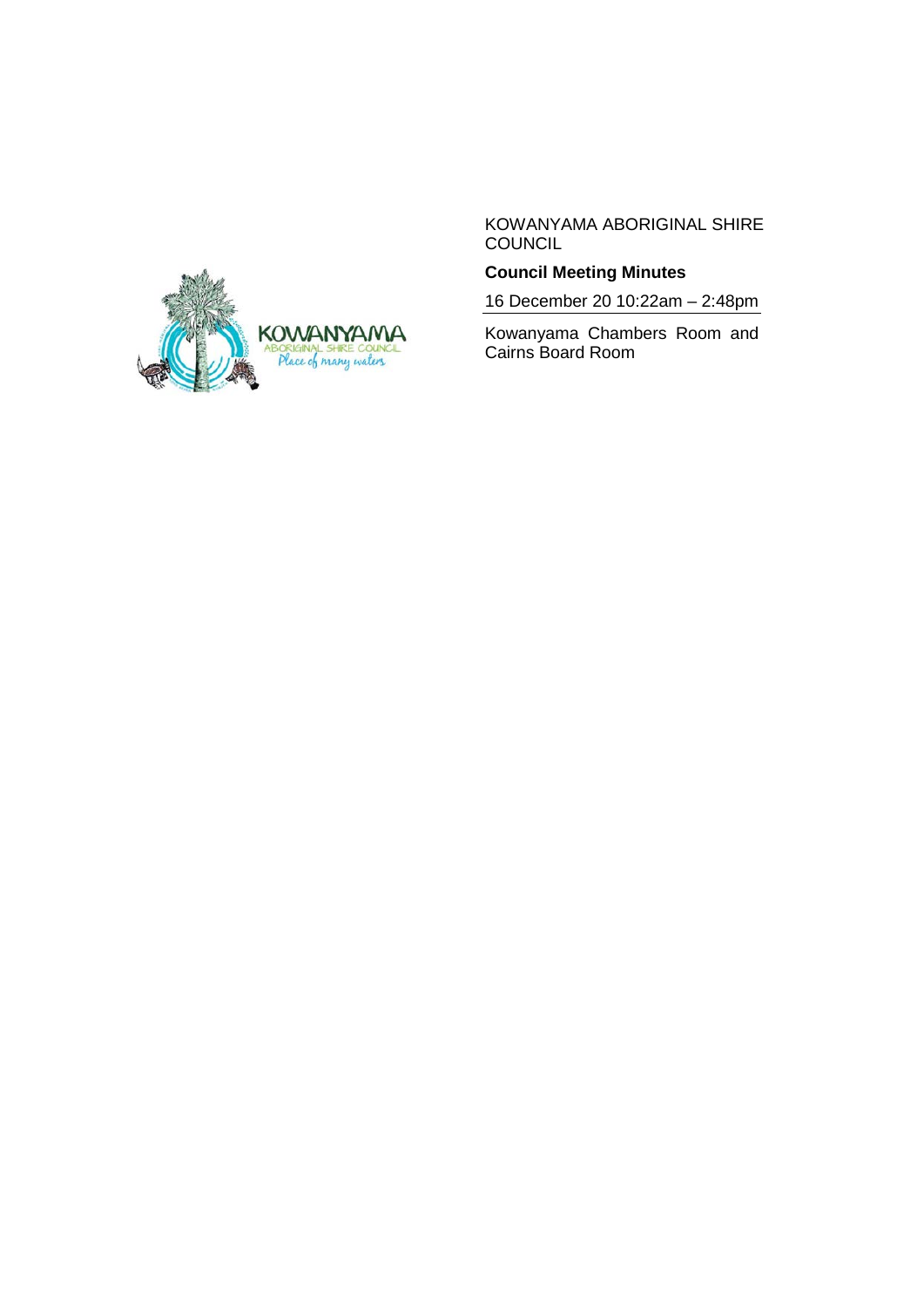KOWANYAMA ABORIGINAL SHIRE COUNCIL

**Council Meeting Minutes**

16 December 20 10:22am – 2:48pm

Kowanyama Chambers Room and Cairns Board Room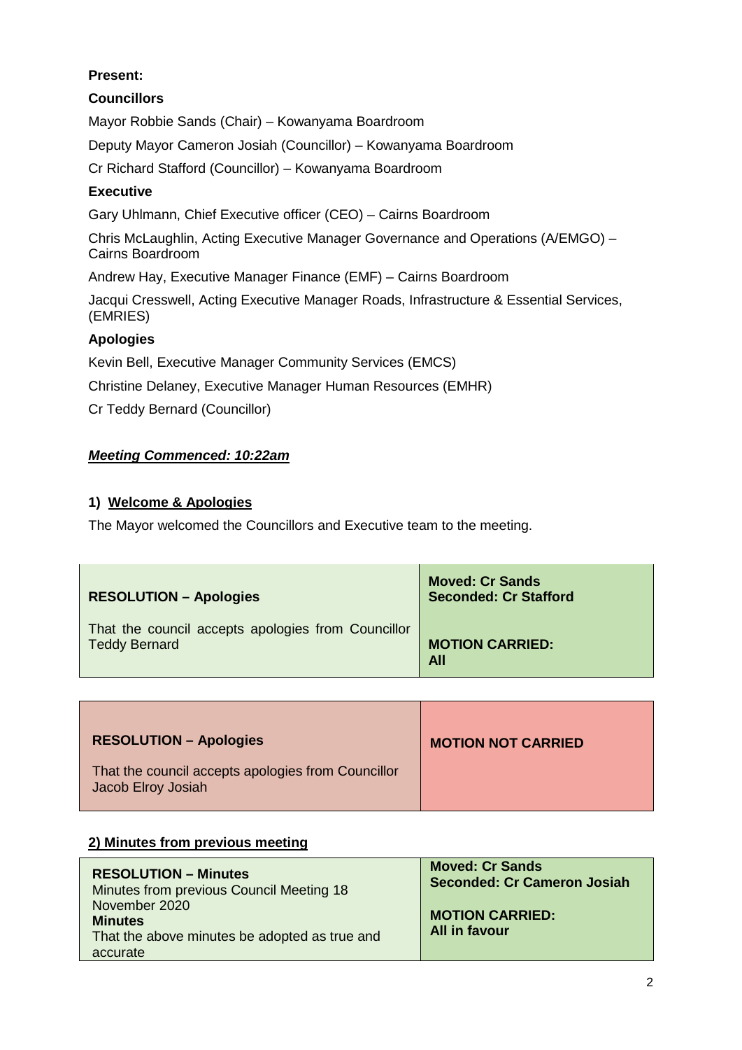**Present:**

**Councillors**

Mayor Robbie Sands (Chair) – Kowanyama Boardroom

Deputy Mayor Cameron Josiah (Councillor) – Kowanyama Boardroom

Cr Richard Stafford (Councillor) – Kowanyama Boardroom

**Executive**

Gary Uhlmann, Chief Executive officer (CEO) – Cairns Boardroom

Chris McLaughlin, Acting Executive Manager Governance and Operations (A/EMGO) – Cairns Boardroom

Andrew Hay, Executive Manager Finance (EMF) – Cairns Boardroom

Jacqui Cresswell, Acting Executive Manager Roads, Infrastructure & Essential Services, (EMRIES)

**Apologies**

Kevin Bell, Executive Manager Community Services (EMCS)

Christine Delaney, Executive Manager Human Resources (EMHR)

Cr Teddy Bernard (Councillor)

***Meeting Commenced: 10:22am***

### 1) Welcome & Apologies

The Mayor welcomed the Councillors and Executive team to the meeting.

| **RESOLUTION – Apologies**<br><br>That the council accepts apologies from Councillor Teddy Bernard | **Moved: Cr Sands**<br>**Seconded: Cr Stafford**<br><br>**MOTION CARRIED: All** |
|---|---|

| **RESOLUTION – Apologies**<br><br>That the council accepts apologies from Councillor Jacob Elroy Josiah | **MOTION NOT CARRIED** |
|---|---|

### 2) Minutes from previous meeting

| **RESOLUTION – Minutes**<br>Minutes from previous Council Meeting 18 November 2020<br>**Minutes**<br>That the above minutes be adopted as true and accurate | **Moved: Cr Sands**<br>**Seconded: Cr Cameron Josiah**<br><br>**MOTION CARRIED:**<br>**All in favour** |
|---|---|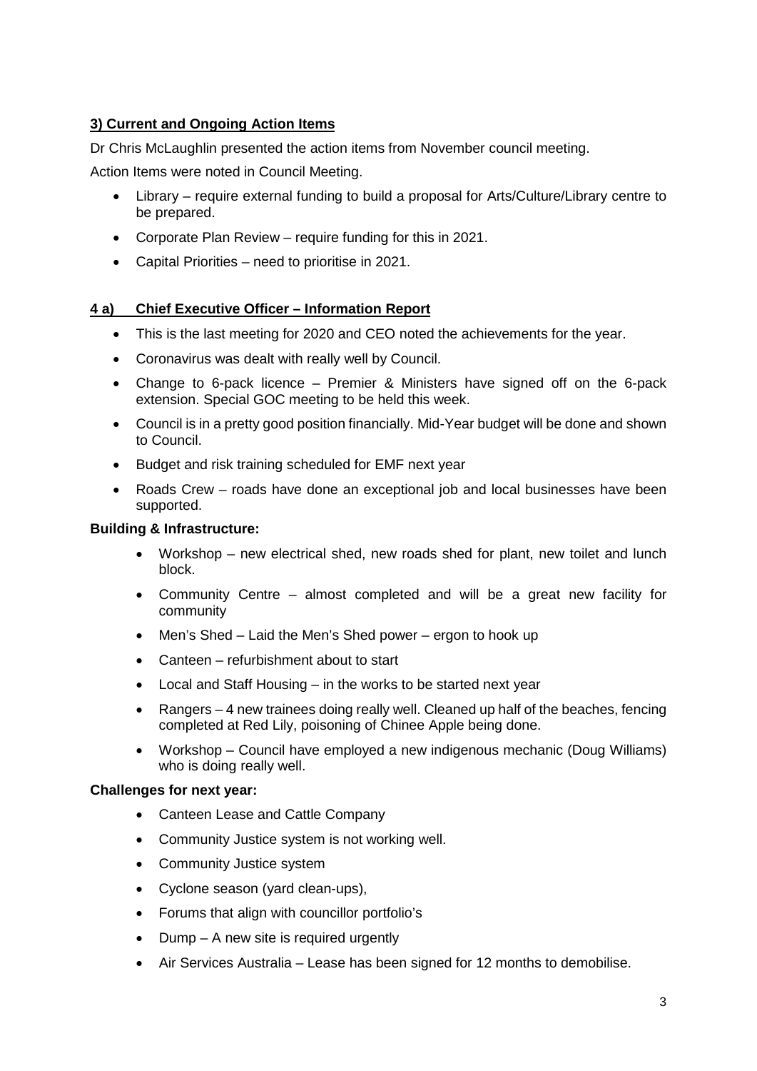**3) Current and Ongoing Action Items**

Dr Chris McLaughlin presented the action items from November council meeting.

Action Items were noted in Council Meeting.

- Library – require external funding to build a proposal for Arts/Culture/Library centre to be prepared.
- Corporate Plan Review – require funding for this in 2021.
- Capital Priorities – need to prioritise in 2021.

**4 a) Chief Executive Officer – Information Report**

- This is the last meeting for 2020 and CEO noted the achievements for the year.
- Coronavirus was dealt with really well by Council.
- Change to 6-pack licence – Premier & Ministers have signed off on the 6-pack extension. Special GOC meeting to be held this week.
- Council is in a pretty good position financially. Mid-Year budget will be done and shown to Council.
- Budget and risk training scheduled for EMF next year
- Roads Crew – roads have done an exceptional job and local businesses have been supported.

**Building & Infrastructure:**

- Workshop – new electrical shed, new roads shed for plant, new toilet and lunch block.
- Community Centre – almost completed and will be a great new facility for community
- Men's Shed – Laid the Men's Shed power – ergon to hook up
- Canteen – refurbishment about to start
- Local and Staff Housing – in the works to be started next year
- Rangers – 4 new trainees doing really well. Cleaned up half of the beaches, fencing completed at Red Lily, poisoning of Chinee Apple being done.
- Workshop – Council have employed a new indigenous mechanic (Doug Williams) who is doing really well.

**Challenges for next year:**

- Canteen Lease and Cattle Company
- Community Justice system is not working well.
- Community Justice system
- Cyclone season (yard clean-ups),
- Forums that align with councillor portfolio's
- Dump – A new site is required urgently
- Air Services Australia – Lease has been signed for 12 months to demobilise.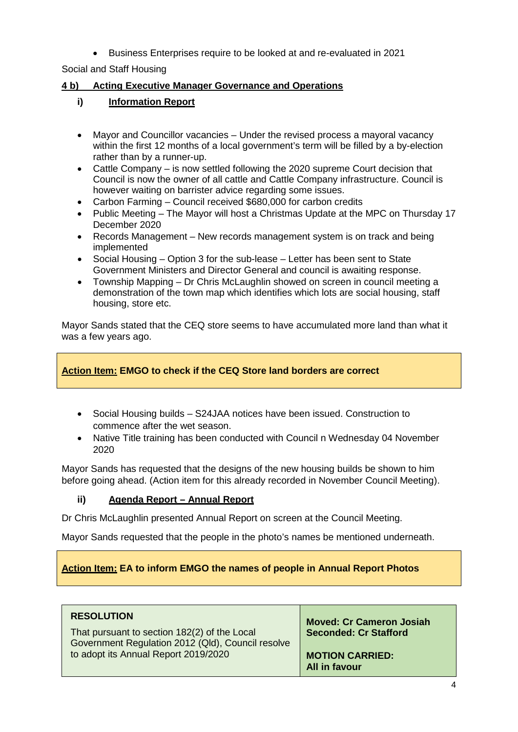- Business Enterprises require to be looked at and re-evaluated in 2021

Social and Staff Housing

### 4 b) Acting Executive Manager Governance and Operations

#### i) Information Report

- Mayor and Councillor vacancies – Under the revised process a mayoral vacancy within the first 12 months of a local government's term will be filled by a by-election rather than by a runner-up.
- Cattle Company – is now settled following the 2020 supreme Court decision that Council is now the owner of all cattle and Cattle Company infrastructure. Council is however waiting on barrister advice regarding some issues.
- Carbon Farming – Council received $680,000 for carbon credits
- Public Meeting – The Mayor will host a Christmas Update at the MPC on Thursday 17 December 2020
- Records Management – New records management system is on track and being implemented
- Social Housing – Option 3 for the sub-lease – Letter has been sent to State Government Ministers and Director General and council is awaiting response.
- Township Mapping – Dr Chris McLaughlin showed on screen in council meeting a demonstration of the town map which identifies which lots are social housing, staff housing, store etc.

Mayor Sands stated that the CEQ store seems to have accumulated more land than what it was a few years ago.

**Action Item: EMGO to check if the CEQ Store land borders are correct**

- Social Housing builds – S24JAA notices have been issued. Construction to commence after the wet season.
- Native Title training has been conducted with Council n Wednesday 04 November 2020

Mayor Sands has requested that the designs of the new housing builds be shown to him before going ahead. (Action item for this already recorded in November Council Meeting).

#### ii) Agenda Report – Annual Report

Dr Chris McLaughlin presented Annual Report on screen at the Council Meeting.

Mayor Sands requested that the people in the photo's names be mentioned underneath.

**Action Item: EA to inform EMGO the names of people in Annual Report Photos**

| **RESOLUTION** That pursuant to section 182(2) of the Local Government Regulation 2012 (Qld), Council resolve to adopt its Annual Report 2019/2020 | **Moved: Cr Cameron Josiah** **Seconded: Cr Stafford** **MOTION CARRIED: All in favour** |
|---|---|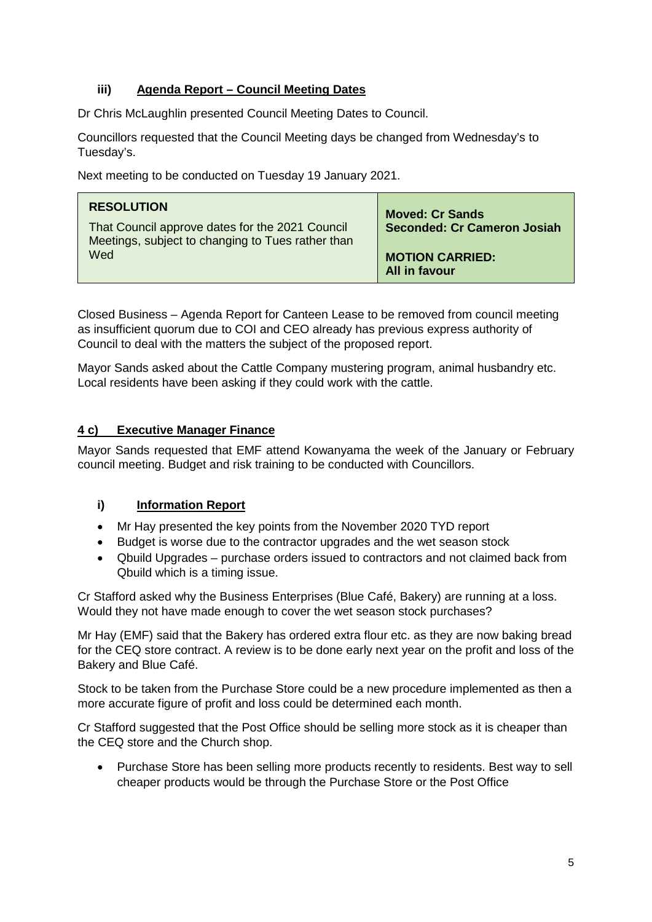### iii) Agenda Report – Council Meeting Dates

Dr Chris McLaughlin presented Council Meeting Dates to Council.

Councillors requested that the Council Meeting days be changed from Wednesday's to Tuesday's.

Next meeting to be conducted on Tuesday 19 January 2021.

| **RESOLUTION**<br>That Council approve dates for the 2021 Council Meetings, subject to changing to Tues rather than Wed | **Moved: Cr Sands**<br>**Seconded: Cr Cameron Josiah**<br><br>**MOTION CARRIED:**<br>**All in favour** |
|---|---|

Closed Business – Agenda Report for Canteen Lease to be removed from council meeting as insufficient quorum due to COI and CEO already has previous express authority of Council to deal with the matters the subject of the proposed report.

Mayor Sands asked about the Cattle Company mustering program, animal husbandry etc. Local residents have been asking if they could work with the cattle.

## 4 c) Executive Manager Finance

Mayor Sands requested that EMF attend Kowanyama the week of the January or February council meeting. Budget and risk training to be conducted with Councillors.

### i) Information Report

- Mr Hay presented the key points from the November 2020 TYD report
- Budget is worse due to the contractor upgrades and the wet season stock
- Qbuild Upgrades – purchase orders issued to contractors and not claimed back from Qbuild which is a timing issue.

Cr Stafford asked why the Business Enterprises (Blue Café, Bakery) are running at a loss. Would they not have made enough to cover the wet season stock purchases?

Mr Hay (EMF) said that the Bakery has ordered extra flour etc. as they are now baking bread for the CEQ store contract. A review is to be done early next year on the profit and loss of the Bakery and Blue Café.

Stock to be taken from the Purchase Store could be a new procedure implemented as then a more accurate figure of profit and loss could be determined each month.

Cr Stafford suggested that the Post Office should be selling more stock as it is cheaper than the CEQ store and the Church shop.

- Purchase Store has been selling more products recently to residents. Best way to sell cheaper products would be through the Purchase Store or the Post Office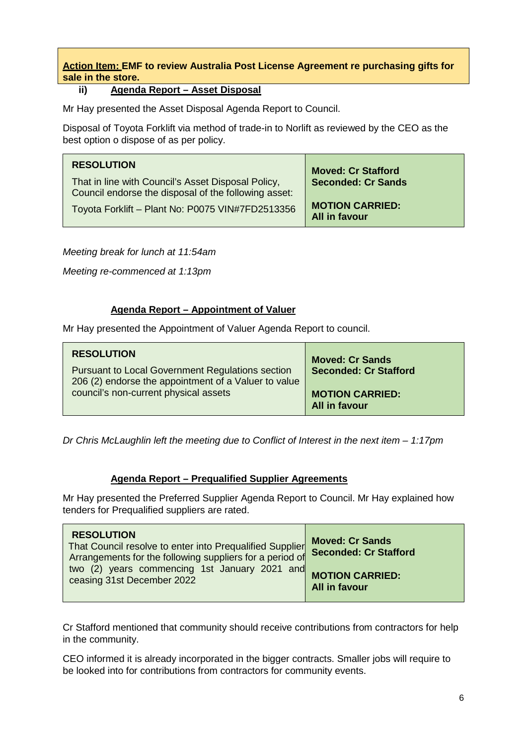**<u>Action Item:</u> EMF to review Australia Post License Agreement re purchasing gifts for sale in the store.**

**ii) <u>Agenda Report – Asset Disposal</u>**

Mr Hay presented the Asset Disposal Agenda Report to Council.

Disposal of Toyota Forklift via method of trade-in to Norlift as reviewed by the CEO as the best option o dispose of as per policy.

| **RESOLUTION**<br>That in line with Council's Asset Disposal Policy, Council endorse the disposal of the following asset:<br>Toyota Forklift – Plant No: P0075 VIN#7FD2513356 | **Moved: Cr Stafford**<br>**Seconded: Cr Sands**<br>**MOTION CARRIED:**<br>**All in favour** |
|---|---|

*Meeting break for lunch at 11:54am*

*Meeting re-commenced at 1:13pm*

**<u>Agenda Report – Appointment of Valuer</u>**

Mr Hay presented the Appointment of Valuer Agenda Report to council.

| **RESOLUTION**<br>Pursuant to Local Government Regulations section 206 (2) endorse the appointment of a Valuer to value council's non-current physical assets | **Moved: Cr Sands**<br>**Seconded: Cr Stafford**<br>**MOTION CARRIED:**<br>**All in favour** |
|---|---|

*Dr Chris McLaughlin left the meeting due to Conflict of Interest in the next item – 1:17pm*

**<u>Agenda Report – Prequalified Supplier Agreements</u>**

Mr Hay presented the Preferred Supplier Agenda Report to Council. Mr Hay explained how tenders for Prequalified suppliers are rated.

| **RESOLUTION**<br>That Council resolve to enter into Prequalified Supplier Arrangements for the following suppliers for a period of two (2) years commencing 1st January 2021 and ceasing 31st December 2022 | **Moved: Cr Sands**<br>**Seconded: Cr Stafford**<br>**MOTION CARRIED:**<br>**All in favour** |
|---|---|

Cr Stafford mentioned that community should receive contributions from contractors for help in the community.

CEO informed it is already incorporated in the bigger contracts. Smaller jobs will require to be looked into for contributions from contractors for community events.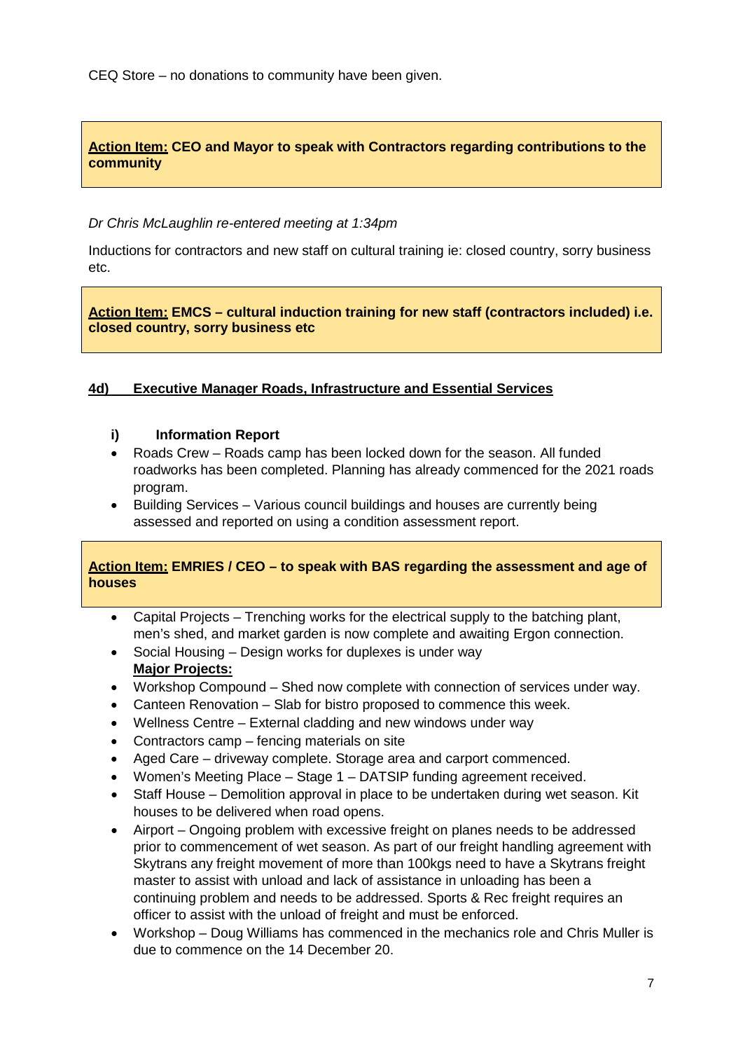CEQ Store – no donations to community have been given.

> **<u>Action Item:</u> CEO and Mayor to speak with Contractors regarding contributions to the community**

*Dr Chris McLaughlin re-entered meeting at 1:34pm*

Inductions for contractors and new staff on cultural training ie: closed country, sorry business etc.

> **<u>Action Item:</u> EMCS – cultural induction training for new staff (contractors included) i.e. closed country, sorry business etc**

## <u>4d) Executive Manager Roads, Infrastructure and Essential Services</u>

### i) Information Report

- Roads Crew – Roads camp has been locked down for the season. All funded roadworks has been completed. Planning has already commenced for the 2021 roads program.
- Building Services – Various council buildings and houses are currently being assessed and reported on using a condition assessment report.

> **<u>Action Item:</u> EMRIES / CEO – to speak with BAS regarding the assessment and age of houses**

- Capital Projects – Trenching works for the electrical supply to the batching plant, men's shed, and market garden is now complete and awaiting Ergon connection.
- Social Housing – Design works for duplexes is under way

  **<u>Major Projects:</u>**
- Workshop Compound – Shed now complete with connection of services under way.
- Canteen Renovation – Slab for bistro proposed to commence this week.
- Wellness Centre – External cladding and new windows under way
- Contractors camp – fencing materials on site
- Aged Care – driveway complete. Storage area and carport commenced.
- Women's Meeting Place – Stage 1 – DATSIP funding agreement received.
- Staff House – Demolition approval in place to be undertaken during wet season. Kit houses to be delivered when road opens.
- Airport – Ongoing problem with excessive freight on planes needs to be addressed prior to commencement of wet season. As part of our freight handling agreement with Skytrans any freight movement of more than 100kgs need to have a Skytrans freight master to assist with unload and lack of assistance in unloading has been a continuing problem and needs to be addressed. Sports & Rec freight requires an officer to assist with the unload of freight and must be enforced.
- Workshop – Doug Williams has commenced in the mechanics role and Chris Muller is due to commence on the 14 December 20.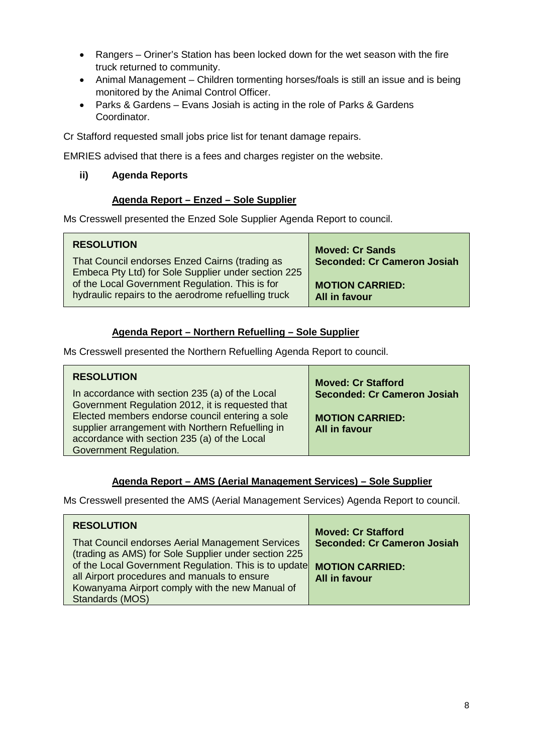- Rangers – Oriner's Station has been locked down for the wet season with the fire truck returned to community.
- Animal Management – Children tormenting horses/foals is still an issue and is being monitored by the Animal Control Officer.
- Parks & Gardens – Evans Josiah is acting in the role of Parks & Gardens Coordinator.

Cr Stafford requested small jobs price list for tenant damage repairs.

EMRIES advised that there is a fees and charges register on the website.

**ii) Agenda Reports**

**Agenda Report – Enzed – Sole Supplier**

Ms Cresswell presented the Enzed Sole Supplier Agenda Report to council.

| RESOLUTION | |
|---|---|
| That Council endorses Enzed Cairns (trading as Embeca Pty Ltd) for Sole Supplier under section 225 of the Local Government Regulation. This is for hydraulic repairs to the aerodrome refuelling truck | **Moved: Cr Sands**<br>**Seconded: Cr Cameron Josiah**<br><br>**MOTION CARRIED:**<br>**All in favour** |

**Agenda Report – Northern Refuelling – Sole Supplier**

Ms Cresswell presented the Northern Refuelling Agenda Report to council.

| RESOLUTION | |
|---|---|
| In accordance with section 235 (a) of the Local Government Regulation 2012, it is requested that Elected members endorse council entering a sole supplier arrangement with Northern Refuelling in accordance with section 235 (a) of the Local Government Regulation. | **Moved: Cr Stafford**<br>**Seconded: Cr Cameron Josiah**<br><br>**MOTION CARRIED:**<br>**All in favour** |

**Agenda Report – AMS (Aerial Management Services) – Sole Supplier**

Ms Cresswell presented the AMS (Aerial Management Services) Agenda Report to council.

| RESOLUTION | |
|---|---|
| That Council endorses Aerial Management Services (trading as AMS) for Sole Supplier under section 225 of the Local Government Regulation. This is to update all Airport procedures and manuals to ensure Kowanyama Airport comply with the new Manual of Standards (MOS) | **Moved: Cr Stafford**<br>**Seconded: Cr Cameron Josiah**<br><br>**MOTION CARRIED:**<br>**All in favour** |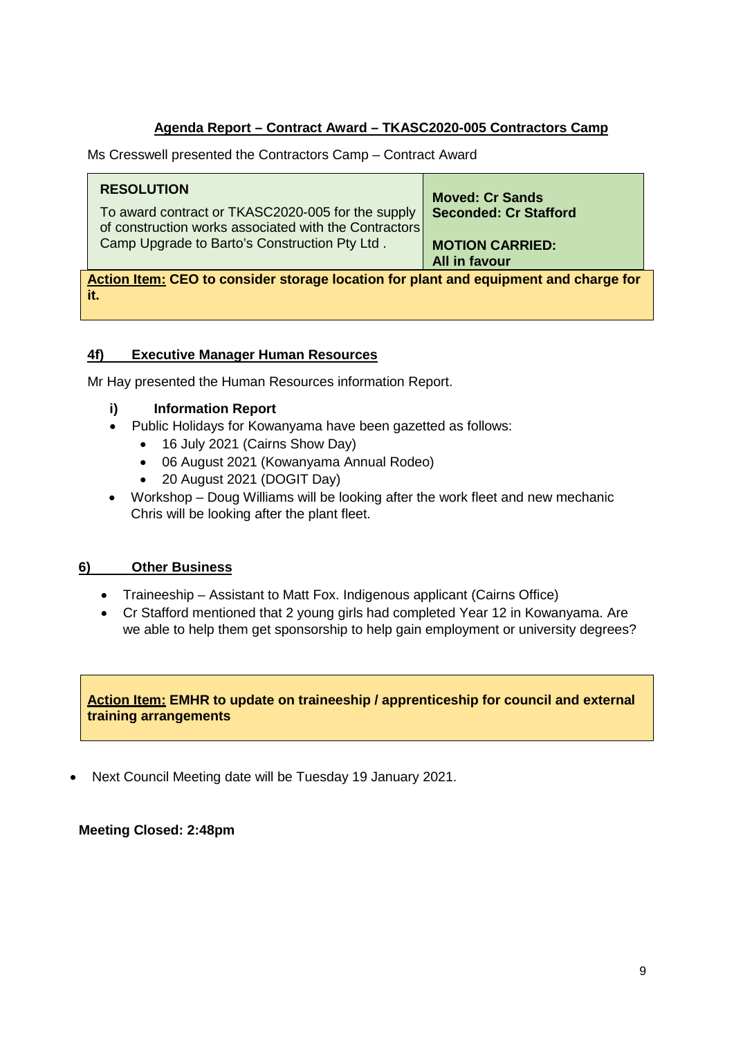## Agenda Report – Contract Award – TKASC2020-005 Contractors Camp

Ms Cresswell presented the Contractors Camp – Contract Award

| | |
|---|---|
| **RESOLUTION**<br>To award contract or TKASC2020-005 for the supply of construction works associated with the Contractors Camp Upgrade to Barto's Construction Pty Ltd . | **Moved: Cr Sands**<br>**Seconded: Cr Stafford**<br><br>**MOTION CARRIED:**<br>**All in favour** |

**Action Item: CEO to consider storage location for plant and equipment and charge for it.**

### 4f) Executive Manager Human Resources

Mr Hay presented the Human Resources information Report.

**i) Information Report**

- Public Holidays for Kowanyama have been gazetted as follows:
  - 16 July 2021 (Cairns Show Day)
  - 06 August 2021 (Kowanyama Annual Rodeo)
  - 20 August 2021 (DOGIT Day)
- Workshop – Doug Williams will be looking after the work fleet and new mechanic Chris will be looking after the plant fleet.

### 6) Other Business

- Traineeship – Assistant to Matt Fox. Indigenous applicant (Cairns Office)
- Cr Stafford mentioned that 2 young girls had completed Year 12 in Kowanyama. Are we able to help them get sponsorship to help gain employment or university degrees?

**Action Item: EMHR to update on traineeship / apprenticeship for council and external training arrangements**

- Next Council Meeting date will be Tuesday 19 January 2021.

**Meeting Closed: 2:48pm**